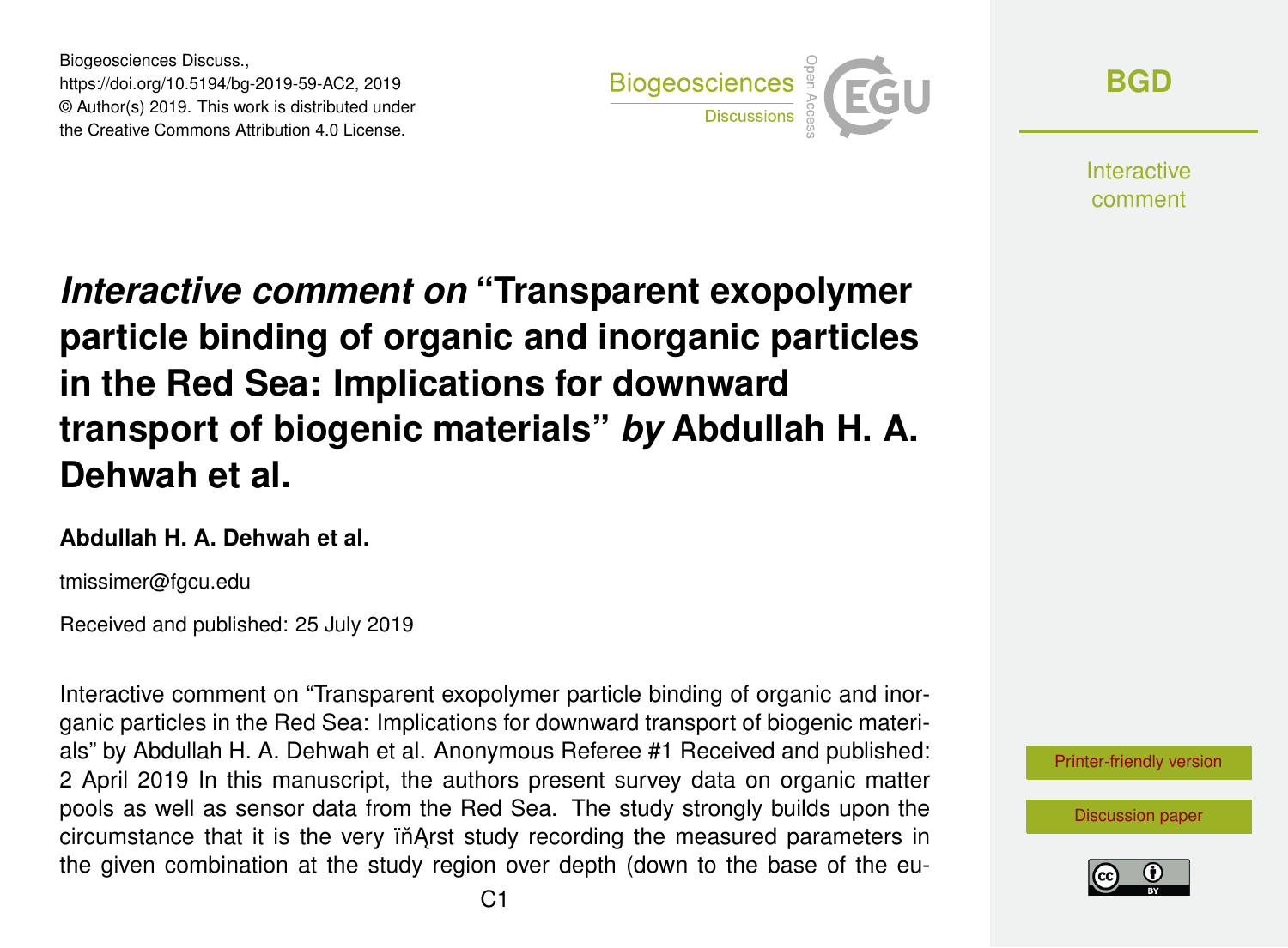Biogeosciences Discuss.,
https://doi.org/10.5194/bg-2019-59-AC2, 2019
© Author(s) 2019. This work is distributed under
the Creative Commons Attribution 4.0 License.

# *Interactive comment on* "Transparent exopolymer particle binding of organic and inorganic particles in the Red Sea: Implications for downward transport of biogenic materials" *by* Abdullah H. A. Dehwah et al.

**Abdullah H. A. Dehwah et al.**

tmissimer@fgcu.edu

Received and published: 25 July 2019

Interactive comment on "Transparent exopolymer particle binding of organic and inorganic particles in the Red Sea: Implications for downward transport of biogenic materials" by Abdullah H. A. Dehwah et al. Anonymous Referee #1 Received and published: 2 April 2019 In this manuscript, the authors present survey data on organic matter pools as well as sensor data from the Red Sea. The study strongly builds upon the circumstance that it is the very ïňĄrst study recording the measured parameters in the given combination at the study region over depth (down to the base of the eu-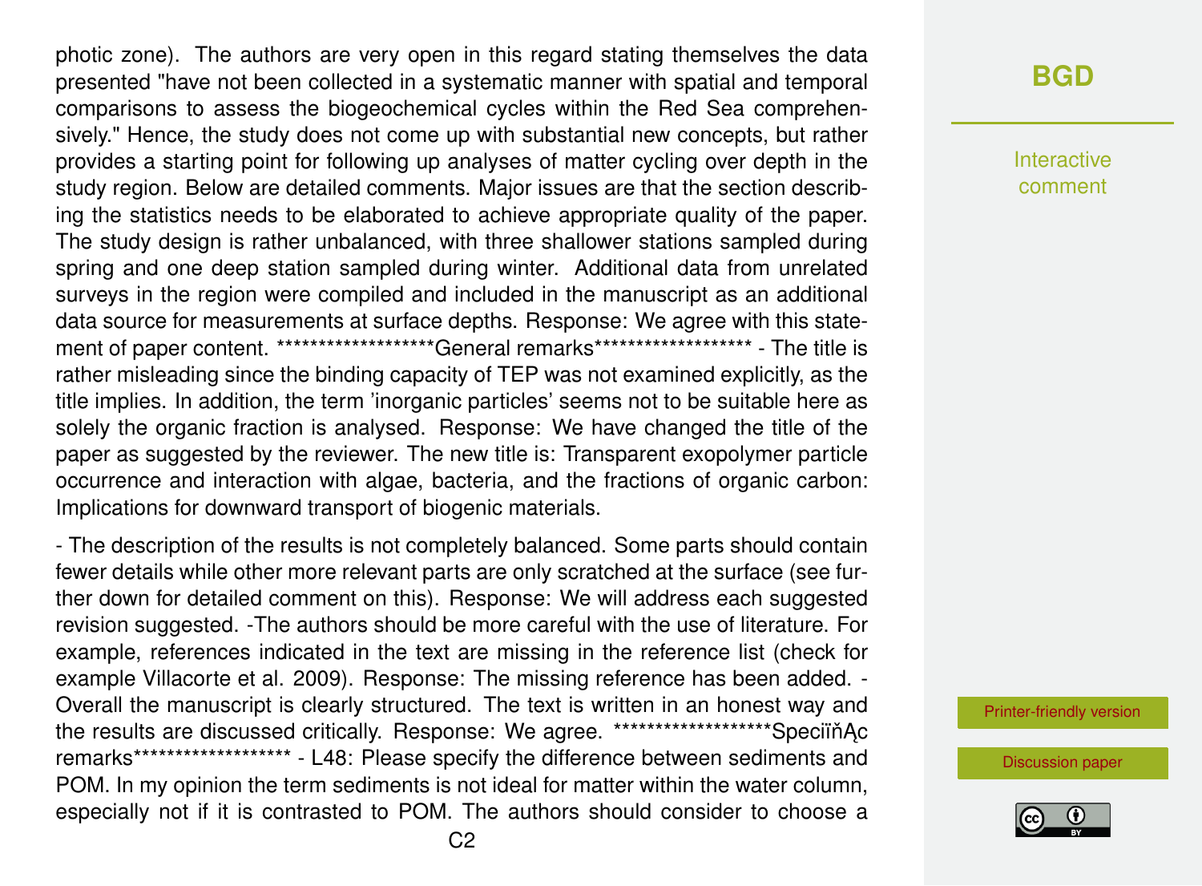photic zone). The authors are very open in this regard stating themselves the data presented "have not been collected in a systematic manner with spatial and temporal comparisons to assess the biogeochemical cycles within the Red Sea comprehensively." Hence, the study does not come up with substantial new concepts, but rather provides a starting point for following up analyses of matter cycling over depth in the study region. Below are detailed comments. Major issues are that the section describing the statistics needs to be elaborated to achieve appropriate quality of the paper. The study design is rather unbalanced, with three shallower stations sampled during spring and one deep station sampled during winter. Additional data from unrelated surveys in the region were compiled and included in the manuscript as an additional data source for measurements at surface depths. Response: We agree with this statement of paper content. *******************General remarks******************* - The title is rather misleading since the binding capacity of TEP was not examined explicitly, as the title implies. In addition, the term 'inorganic particles' seems not to be suitable here as solely the organic fraction is analysed. Response: We have changed the title of the paper as suggested by the reviewer. The new title is: Transparent exopolymer particle occurrence and interaction with algae, bacteria, and the fractions of organic carbon: Implications for downward transport of biogenic materials.

- The description of the results is not completely balanced. Some parts should contain fewer details while other more relevant parts are only scratched at the surface (see further down for detailed comment on this). Response: We will address each suggested revision suggested. -The authors should be more careful with the use of literature. For example, references indicated in the text are missing in the reference list (check for example Villacorte et al. 2009). Response: The missing reference has been added. - Overall the manuscript is clearly structured. The text is written in an honest way and the results are discussed critically. Response: We agree. *******************SpeciïňĄc remarks******************* - L48: Please specify the difference between sediments and POM. In my opinion the term sediments is not ideal for matter within the water column, especially not if it is contrasted to POM. The authors should consider to choose a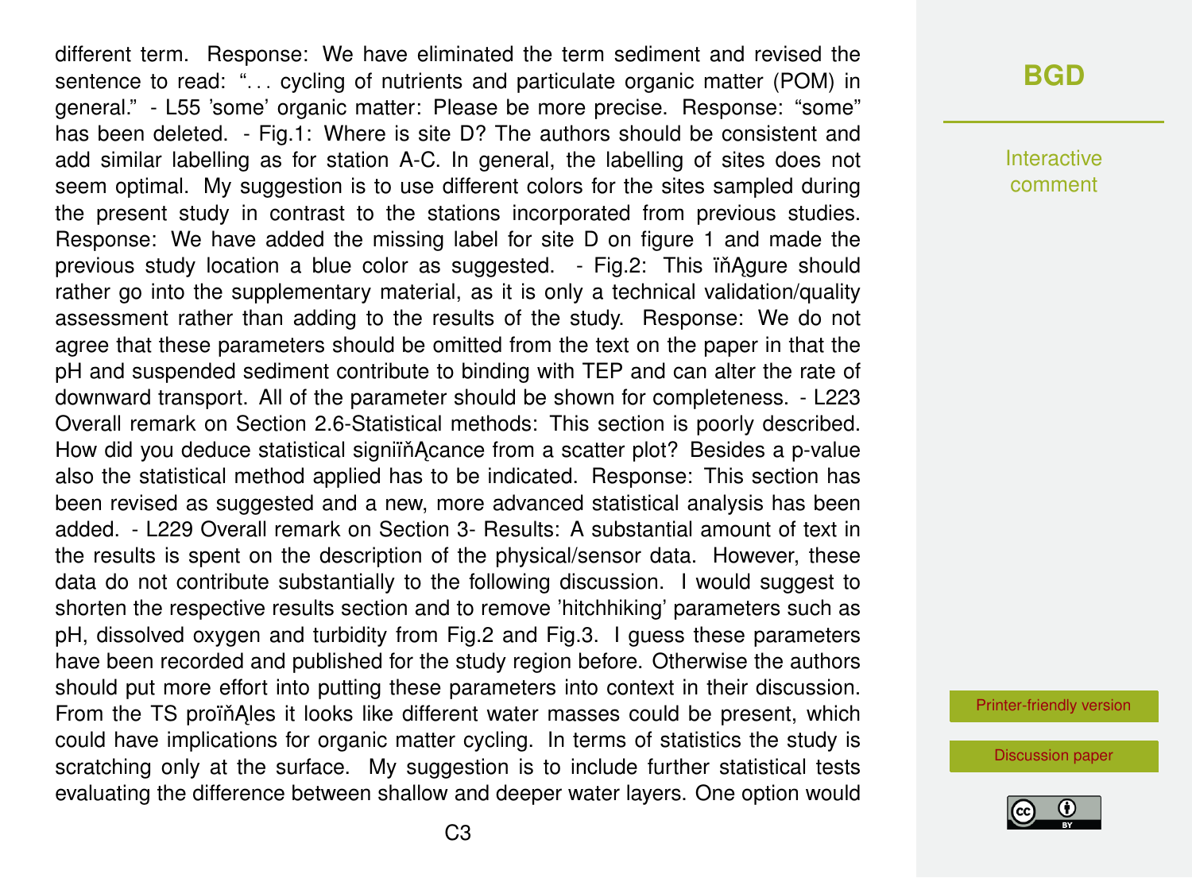different term. Response: We have eliminated the term sediment and revised the sentence to read: "... cycling of nutrients and particulate organic matter (POM) in general." - L55 'some' organic matter: Please be more precise. Response: "some" has been deleted. - Fig.1: Where is site D? The authors should be consistent and add similar labelling as for station A-C. In general, the labelling of sites does not seem optimal. My suggestion is to use different colors for the sites sampled during the present study in contrast to the stations incorporated from previous studies. Response: We have added the missing label for site D on figure 1 and made the previous study location a blue color as suggested. - Fig.2: This ïňĄgure should rather go into the supplementary material, as it is only a technical validation/quality assessment rather than adding to the results of the study. Response: We do not agree that these parameters should be omitted from the text on the paper in that the pH and suspended sediment contribute to binding with TEP and can alter the rate of downward transport. All of the parameter should be shown for completeness. - L223 Overall remark on Section 2.6-Statistical methods: This section is poorly described. How did you deduce statistical signiïňĄcance from a scatter plot? Besides a p-value also the statistical method applied has to be indicated. Response: This section has been revised as suggested and a new, more advanced statistical analysis has been added. - L229 Overall remark on Section 3- Results: A substantial amount of text in the results is spent on the description of the physical/sensor data. However, these data do not contribute substantially to the following discussion. I would suggest to shorten the respective results section and to remove 'hitchhiking' parameters such as pH, dissolved oxygen and turbidity from Fig.2 and Fig.3. I guess these parameters have been recorded and published for the study region before. Otherwise the authors should put more effort into putting these parameters into context in their discussion. From the TS proïňĄles it looks like different water masses could be present, which could have implications for organic matter cycling. In terms of statistics the study is scratching only at the surface. My suggestion is to include further statistical tests evaluating the difference between shallow and deeper water layers. One option would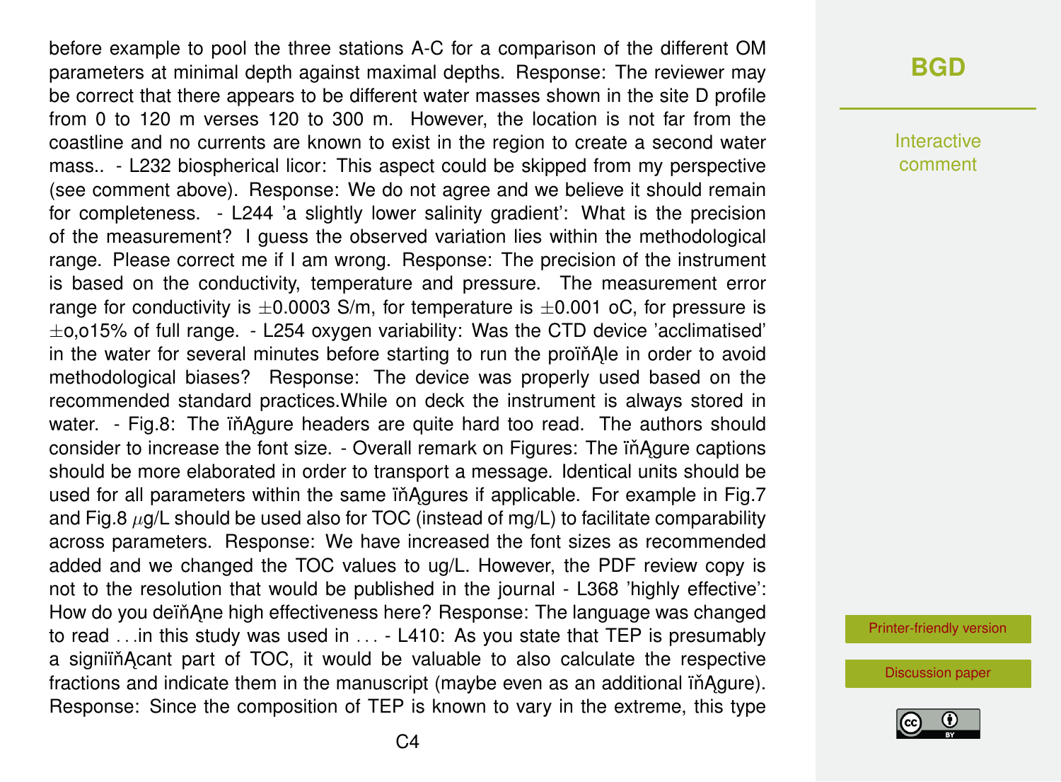before example to pool the three stations A-C for a comparison of the different OM parameters at minimal depth against maximal depths. Response: The reviewer may be correct that there appears to be different water masses shown in the site D profile from 0 to 120 m verses 120 to 300 m. However, the location is not far from the coastline and no currents are known to exist in the region to create a second water mass.. - L232 biospherical licor: This aspect could be skipped from my perspective (see comment above). Response: We do not agree and we believe it should remain for completeness. - L244 'a slightly lower salinity gradient': What is the precision of the measurement? I guess the observed variation lies within the methodological range. Please correct me if I am wrong. Response: The precision of the instrument is based on the conductivity, temperature and pressure. The measurement error range for conductivity is $\pm 0.0003$ S/m, for temperature is $\pm 0.001$ oC, for pressure is $\pm$o,o15% of full range. - L254 oxygen variability: Was the CTD device 'acclimatised' in the water for several minutes before starting to run the proïňĄle in order to avoid methodological biases? Response: The device was properly used based on the recommended standard practices.While on deck the instrument is always stored in water. - Fig.8: The ïňĄgure headers are quite hard too read. The authors should consider to increase the font size. - Overall remark on Figures: The ïňĄgure captions should be more elaborated in order to transport a message. Identical units should be used for all parameters within the same ïňĄgures if applicable. For example in Fig.7 and Fig.8 $\mu$g/L should be used also for TOC (instead of mg/L) to facilitate comparability across parameters. Response: We have increased the font sizes as recommended added and we changed the TOC values to ug/L. However, the PDF review copy is not to the resolution that would be published in the journal - L368 'highly effective': How do you deïňĄne high effectiveness here? Response: The language was changed to read ...in this study was used in ... - L410: As you state that TEP is presumably a signiïňĄcant part of TOC, it would be valuable to also calculate the respective fractions and indicate them in the manuscript (maybe even as an additional ïňĄgure). Response: Since the composition of TEP is known to vary in the extreme, this type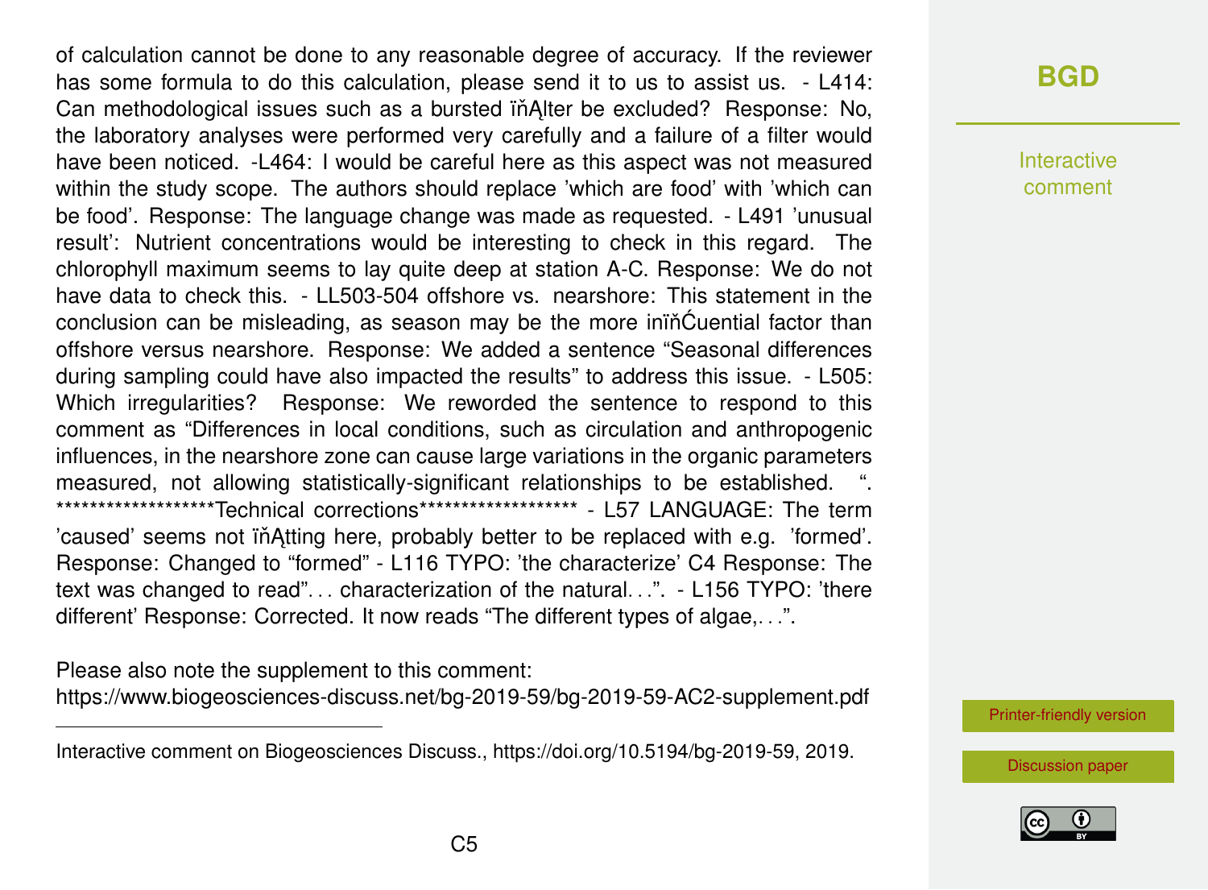of calculation cannot be done to any reasonable degree of accuracy. If the reviewer has some formula to do this calculation, please send it to us to assist us. - L414: Can methodological issues such as a bursted ïňĄlter be excluded? Response: No, the laboratory analyses were performed very carefully and a failure of a filter would have been noticed. -L464: I would be careful here as this aspect was not measured within the study scope. The authors should replace 'which are food' with 'which can be food'. Response: The language change was made as requested. - L491 'unusual result': Nutrient concentrations would be interesting to check in this regard. The chlorophyll maximum seems to lay quite deep at station A-C. Response: We do not have data to check this. - LL503-504 offshore vs. nearshore: This statement in the conclusion can be misleading, as season may be the more inïňĆuential factor than offshore versus nearshore. Response: We added a sentence "Seasonal differences during sampling could have also impacted the results" to address this issue. - L505: Which irregularities? Response: We reworded the sentence to respond to this comment as "Differences in local conditions, such as circulation and anthropogenic influences, in the nearshore zone can cause large variations in the organic parameters measured, not allowing statistically-significant relationships to be established. ". *******************Technical corrections******************* - L57 LANGUAGE: The term 'caused' seems not ïňĄtting here, probably better to be replaced with e.g. 'formed'. Response: Changed to "formed" - L116 TYPO: 'the characterize' C4 Response: The text was changed to read"... characterization of the natural...". - L156 TYPO: 'there different' Response: Corrected. It now reads "The different types of algae,...".

Please also note the supplement to this comment:
https://www.biogeosciences-discuss.net/bg-2019-59/bg-2019-59-AC2-supplement.pdf

---

Interactive comment on Biogeosciences Discuss., https://doi.org/10.5194/bg-2019-59, 2019.